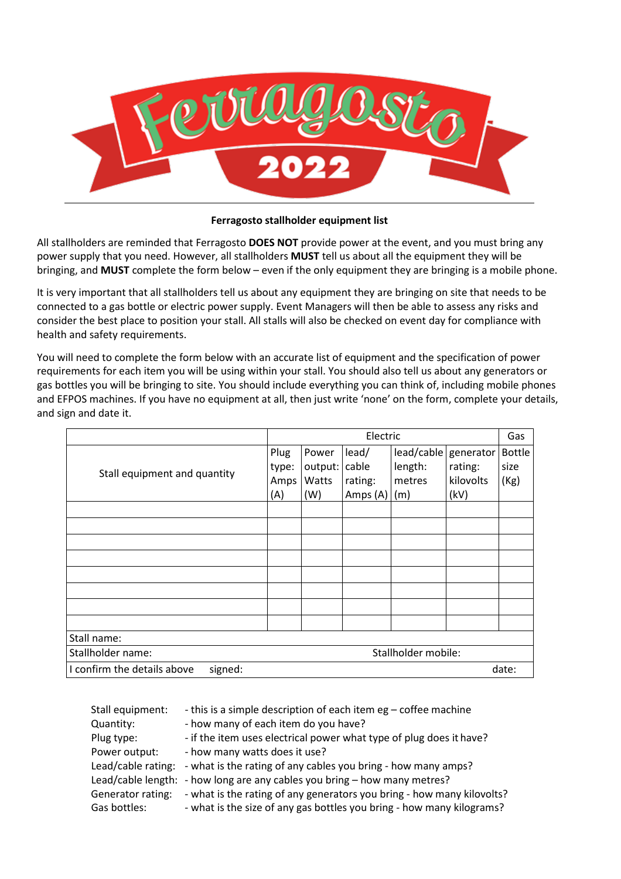# Ferragosto 2022

**Ferragosto stallholder equipment list**

All stallholders are reminded that Ferragosto **DOES NOT** provide power at the event, and you must bring any power supply that you need. However, all stallholders **MUST** tell us about all the equipment they will be bringing, and **MUST** complete the form below – even if the only equipment they are bringing is a mobile phone.

It is very important that all stallholders tell us about any equipment they are bringing on site that needs to be connected to a gas bottle or electric power supply. Event Managers will then be able to assess any risks and consider the best place to position your stall. All stalls will also be checked on event day for compliance with health and safety requirements.

You will need to complete the form below with an accurate list of equipment and the specification of power requirements for each item you will be using within your stall. You should also tell us about any generators or gas bottles you will be bringing to site. You should include everything you can think of, including mobile phones and EFPOS machines. If you have no equipment at all, then just write 'none' on the form, complete your details, and sign and date it.

| | Electric | | | | | Gas |
|---|---|---|---|---|---|---|
| Stall equipment and quantity | Plug type: Amps (A) | Power output: Watts (W) | lead/ cable rating: Amps (A) | lead/cable length: metres (m) | generator rating: kilovolts (kV) | Bottle size (Kg) |
| | | | | | | |
| | | | | | | |
| | | | | | | |
| | | | | | | |
| | | | | | | |
| | | | | | | |
| | | | | | | |
| | | | | | | |
| Stall name: | | | | | | |
| Stallholder name: | | | | Stallholder mobile: | | |
| I confirm the details above signed: | | | | | | date: |

Stall equipment: - this is a simple description of each item eg – coffee machine
Quantity: - how many of each item do you have?
Plug type: - if the item uses electrical power what type of plug does it have?
Power output: - how many watts does it use?
Lead/cable rating: - what is the rating of any cables you bring - how many amps?
Lead/cable length: - how long are any cables you bring – how many metres?
Generator rating: - what is the rating of any generators you bring - how many kilovolts?
Gas bottles: - what is the size of any gas bottles you bring - how many kilograms?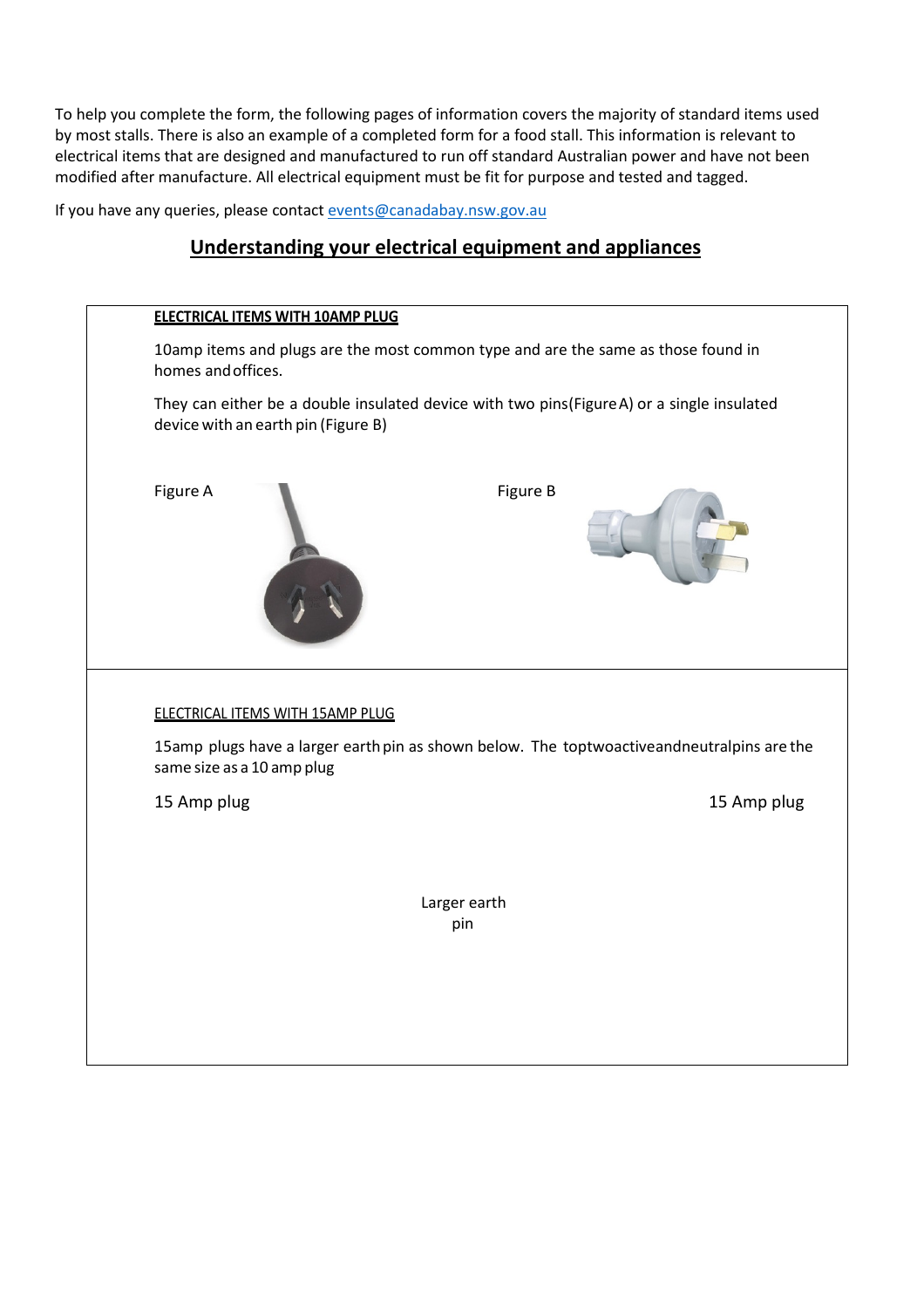To help you complete the form, the following pages of information covers the majority of standard items used by most stalls. There is also an example of a completed form for a food stall. This information is relevant to electrical items that are designed and manufactured to run off standard Australian power and have not been modified after manufacture. All electrical equipment must be fit for purpose and tested and tagged.

If you have any queries, please contact events@canadabay.nsw.gov.au

## Understanding your electrical equipment and appliances

**ELECTRICAL ITEMS WITH 10AMP PLUG**

10amp items and plugs are the most common type and are the same as those found in homes and offices.

They can either be a double insulated device with two pins (Figure A) or a single insulated device with an earth pin (Figure B)

Figure A

Figure B

ELECTRICAL ITEMS WITH 15AMP PLUG

15amp plugs have a larger earth pin as shown below. The top two active and neutral pins are the same size as a 10 amp plug

15 Amp plug

15 Amp plug

Larger earth pin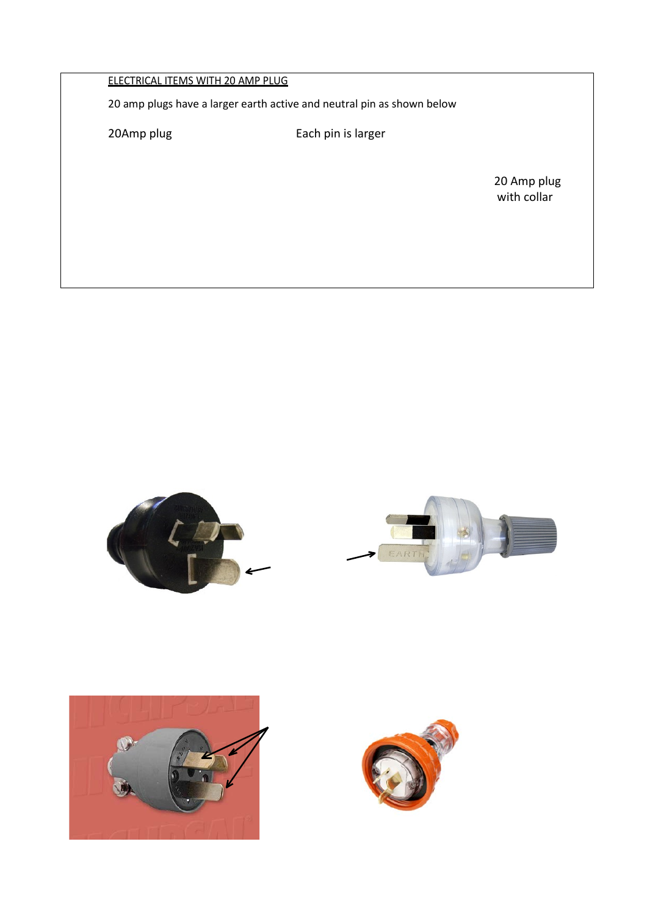ELECTRICAL ITEMS WITH 20 AMP PLUG

20 amp plugs have a larger earth active and neutral pin as shown below

20Amp plug

Each pin is larger

20 Amp plug with collar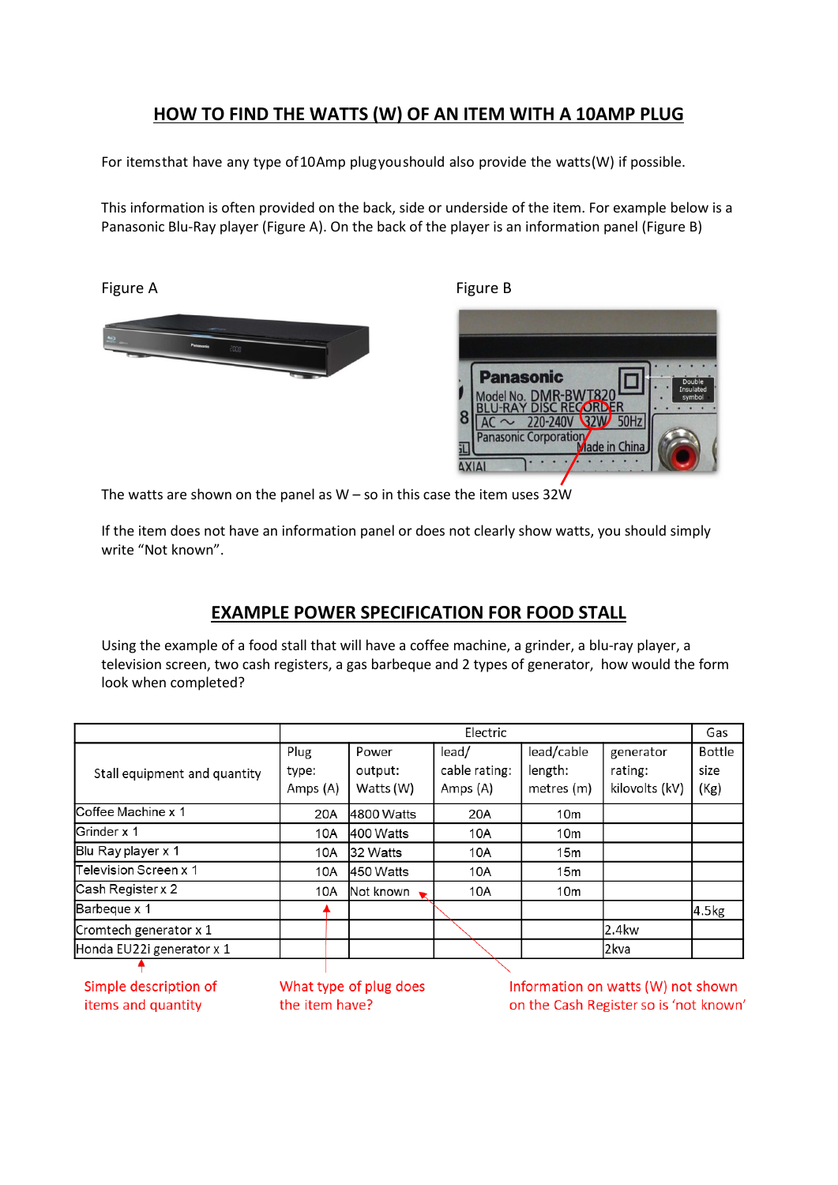## HOW TO FIND THE WATTS (W) OF AN ITEM WITH A 10AMP PLUG

For items that have any type of 10Amp plug you should also provide the watts (W) if possible.

This information is often provided on the back, side or underside of the item. For example below is a Panasonic Blu-Ray player (Figure A). On the back of the player is an information panel (Figure B)

Figure A

Figure B

The watts are shown on the panel as W – so in this case the item uses 32W

If the item does not have an information panel or does not clearly show watts, you should simply write "Not known".

## EXAMPLE POWER SPECIFICATION FOR FOOD STALL

Using the example of a food stall that will have a coffee machine, a grinder, a blu-ray player, a television screen, two cash registers, a gas barbeque and 2 types of generator, how would the form look when completed?

| | Electric | | | | | Gas |
|---|---|---|---|---|---|---|
| Stall equipment and quantity | Plug type: Amps (A) | Power output: Watts (W) | lead/ cable rating: Amps (A) | lead/cable length: metres (m) | generator rating: kilovolts (kV) | Bottle size (Kg) |
| Coffee Machine x 1 | 20A | 4800 Watts | 20A | 10m | | |
| Grinder x 1 | 10A | 400 Watts | 10A | 10m | | |
| Blu Ray player x 1 | 10A | 32 Watts | 10A | 15m | | |
| Television Screen x 1 | 10A | 450 Watts | 10A | 15m | | |
| Cash Register x 2 | 10A | Not known | 10A | 10m | | |
| Barbeque x 1 | | | | | | 4.5kg |
| Cromtech generator x 1 | | | | | 2.4kw | |
| Honda EU22i generator x 1 | | | | | 2kva | |

Simple description of items and quantity

What type of plug does the item have?

Information on watts (W) not shown on the Cash Register so is 'not known'